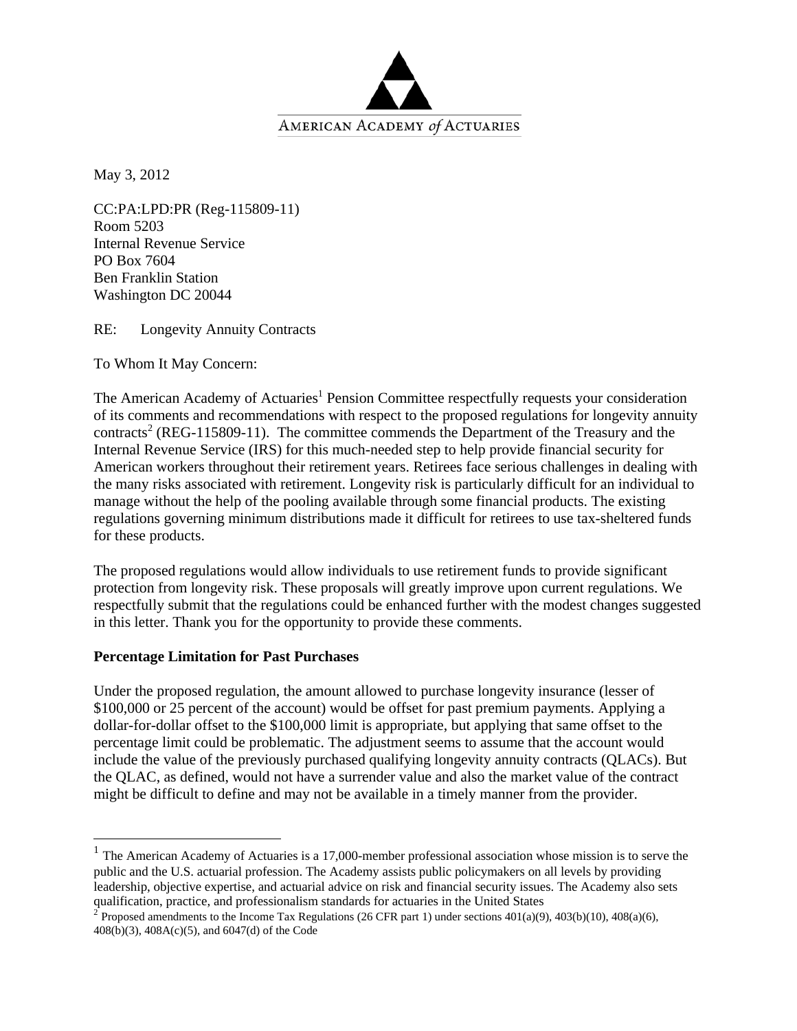AMERICAN ACADEMY *of* ACTUARIES

May 3, 2012

CC:PA:LPD:PR (Reg-115809-11)
Room 5203
Internal Revenue Service
PO Box 7604
Ben Franklin Station
Washington DC 20044

RE: Longevity Annuity Contracts

To Whom It May Concern:

The American Academy of Actuaries[1] Pension Committee respectfully requests your consideration of its comments and recommendations with respect to the proposed regulations for longevity annuity contracts[2] (REG-115809-11). The committee commends the Department of the Treasury and the Internal Revenue Service (IRS) for this much-needed step to help provide financial security for American workers throughout their retirement years. Retirees face serious challenges in dealing with the many risks associated with retirement. Longevity risk is particularly difficult for an individual to manage without the help of the pooling available through some financial products. The existing regulations governing minimum distributions made it difficult for retirees to use tax-sheltered funds for these products.

The proposed regulations would allow individuals to use retirement funds to provide significant protection from longevity risk. These proposals will greatly improve upon current regulations. We respectfully submit that the regulations could be enhanced further with the modest changes suggested in this letter. Thank you for the opportunity to provide these comments.

**Percentage Limitation for Past Purchases**

Under the proposed regulation, the amount allowed to purchase longevity insurance (lesser of $100,000 or 25 percent of the account) would be offset for past premium payments. Applying a dollar-for-dollar offset to the $100,000 limit is appropriate, but applying that same offset to the percentage limit could be problematic. The adjustment seems to assume that the account would include the value of the previously purchased qualifying longevity annuity contracts (QLACs). But the QLAC, as defined, would not have a surrender value and also the market value of the contract might be difficult to define and may not be available in a timely manner from the provider.

---

[1] The American Academy of Actuaries is a 17,000-member professional association whose mission is to serve the public and the U.S. actuarial profession. The Academy assists public policymakers on all levels by providing leadership, objective expertise, and actuarial advice on risk and financial security issues. The Academy also sets qualification, practice, and professionalism standards for actuaries in the United States

[2] Proposed amendments to the Income Tax Regulations (26 CFR part 1) under sections 401(a)(9), 403(b)(10), 408(a)(6), 408(b)(3), 408A(c)(5), and 6047(d) of the Code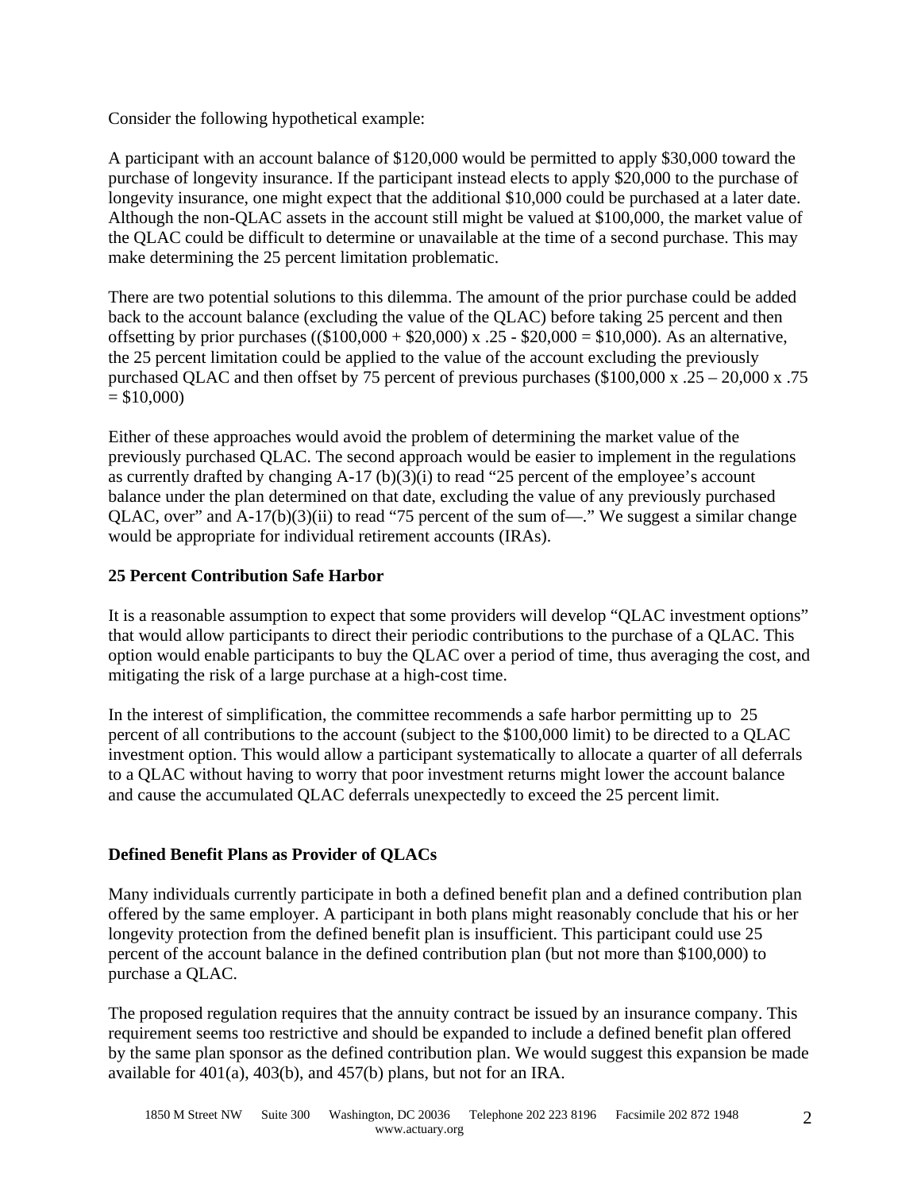Consider the following hypothetical example:

A participant with an account balance of \$120,000 would be permitted to apply \$30,000 toward the purchase of longevity insurance. If the participant instead elects to apply \$20,000 to the purchase of longevity insurance, one might expect that the additional \$10,000 could be purchased at a later date. Although the non-QLAC assets in the account still might be valued at \$100,000, the market value of the QLAC could be difficult to determine or unavailable at the time of a second purchase. This may make determining the 25 percent limitation problematic.

There are two potential solutions to this dilemma. The amount of the prior purchase could be added back to the account balance (excluding the value of the QLAC) before taking 25 percent and then offsetting by prior purchases ((\$100,000 + \$20,000) x .25 - \$20,000 = \$10,000). As an alternative, the 25 percent limitation could be applied to the value of the account excluding the previously purchased QLAC and then offset by 75 percent of previous purchases (\$100,000 x .25 – 20,000 x .75 = \$10,000)

Either of these approaches would avoid the problem of determining the market value of the previously purchased QLAC. The second approach would be easier to implement in the regulations as currently drafted by changing A-17 (b)(3)(i) to read "25 percent of the employee's account balance under the plan determined on that date, excluding the value of any previously purchased QLAC, over" and A-17(b)(3)(ii) to read "75 percent of the sum of—." We suggest a similar change would be appropriate for individual retirement accounts (IRAs).

**25 Percent Contribution Safe Harbor**

It is a reasonable assumption to expect that some providers will develop "QLAC investment options" that would allow participants to direct their periodic contributions to the purchase of a QLAC. This option would enable participants to buy the QLAC over a period of time, thus averaging the cost, and mitigating the risk of a large purchase at a high-cost time.

In the interest of simplification, the committee recommends a safe harbor permitting up to 25 percent of all contributions to the account (subject to the \$100,000 limit) to be directed to a QLAC investment option. This would allow a participant systematically to allocate a quarter of all deferrals to a QLAC without having to worry that poor investment returns might lower the account balance and cause the accumulated QLAC deferrals unexpectedly to exceed the 25 percent limit.

**Defined Benefit Plans as Provider of QLACs**

Many individuals currently participate in both a defined benefit plan and a defined contribution plan offered by the same employer. A participant in both plans might reasonably conclude that his or her longevity protection from the defined benefit plan is insufficient. This participant could use 25 percent of the account balance in the defined contribution plan (but not more than \$100,000) to purchase a QLAC.

The proposed regulation requires that the annuity contract be issued by an insurance company. This requirement seems too restrictive and should be expanded to include a defined benefit plan offered by the same plan sponsor as the defined contribution plan. We would suggest this expansion be made available for 401(a), 403(b), and 457(b) plans, but not for an IRA.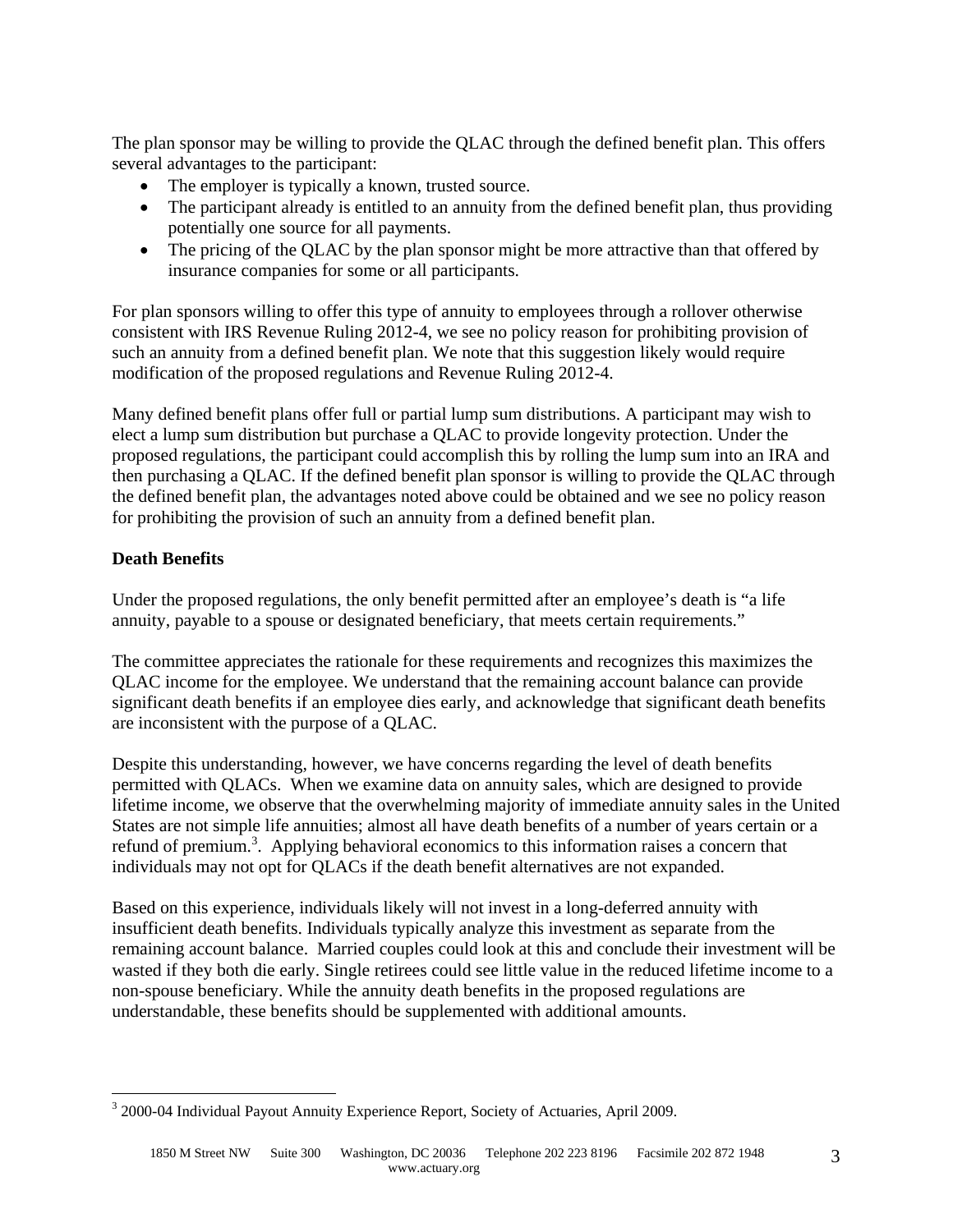The plan sponsor may be willing to provide the QLAC through the defined benefit plan. This offers several advantages to the participant:

- The employer is typically a known, trusted source.
- The participant already is entitled to an annuity from the defined benefit plan, thus providing potentially one source for all payments.
- The pricing of the QLAC by the plan sponsor might be more attractive than that offered by insurance companies for some or all participants.

For plan sponsors willing to offer this type of annuity to employees through a rollover otherwise consistent with IRS Revenue Ruling 2012-4, we see no policy reason for prohibiting provision of such an annuity from a defined benefit plan. We note that this suggestion likely would require modification of the proposed regulations and Revenue Ruling 2012-4.

Many defined benefit plans offer full or partial lump sum distributions. A participant may wish to elect a lump sum distribution but purchase a QLAC to provide longevity protection. Under the proposed regulations, the participant could accomplish this by rolling the lump sum into an IRA and then purchasing a QLAC. If the defined benefit plan sponsor is willing to provide the QLAC through the defined benefit plan, the advantages noted above could be obtained and we see no policy reason for prohibiting the provision of such an annuity from a defined benefit plan.

**Death Benefits**

Under the proposed regulations, the only benefit permitted after an employee's death is "a life annuity, payable to a spouse or designated beneficiary, that meets certain requirements."

The committee appreciates the rationale for these requirements and recognizes this maximizes the QLAC income for the employee. We understand that the remaining account balance can provide significant death benefits if an employee dies early, and acknowledge that significant death benefits are inconsistent with the purpose of a QLAC.

Despite this understanding, however, we have concerns regarding the level of death benefits permitted with QLACs. When we examine data on annuity sales, which are designed to provide lifetime income, we observe that the overwhelming majority of immediate annuity sales in the United States are not simple life annuities; almost all have death benefits of a number of years certain or a refund of premium.[3]. Applying behavioral economics to this information raises a concern that individuals may not opt for QLACs if the death benefit alternatives are not expanded.

Based on this experience, individuals likely will not invest in a long-deferred annuity with insufficient death benefits. Individuals typically analyze this investment as separate from the remaining account balance. Married couples could look at this and conclude their investment will be wasted if they both die early. Single retirees could see little value in the reduced lifetime income to a non-spouse beneficiary. While the annuity death benefits in the proposed regulations are understandable, these benefits should be supplemented with additional amounts.

[3] 2000-04 Individual Payout Annuity Experience Report, Society of Actuaries, April 2009.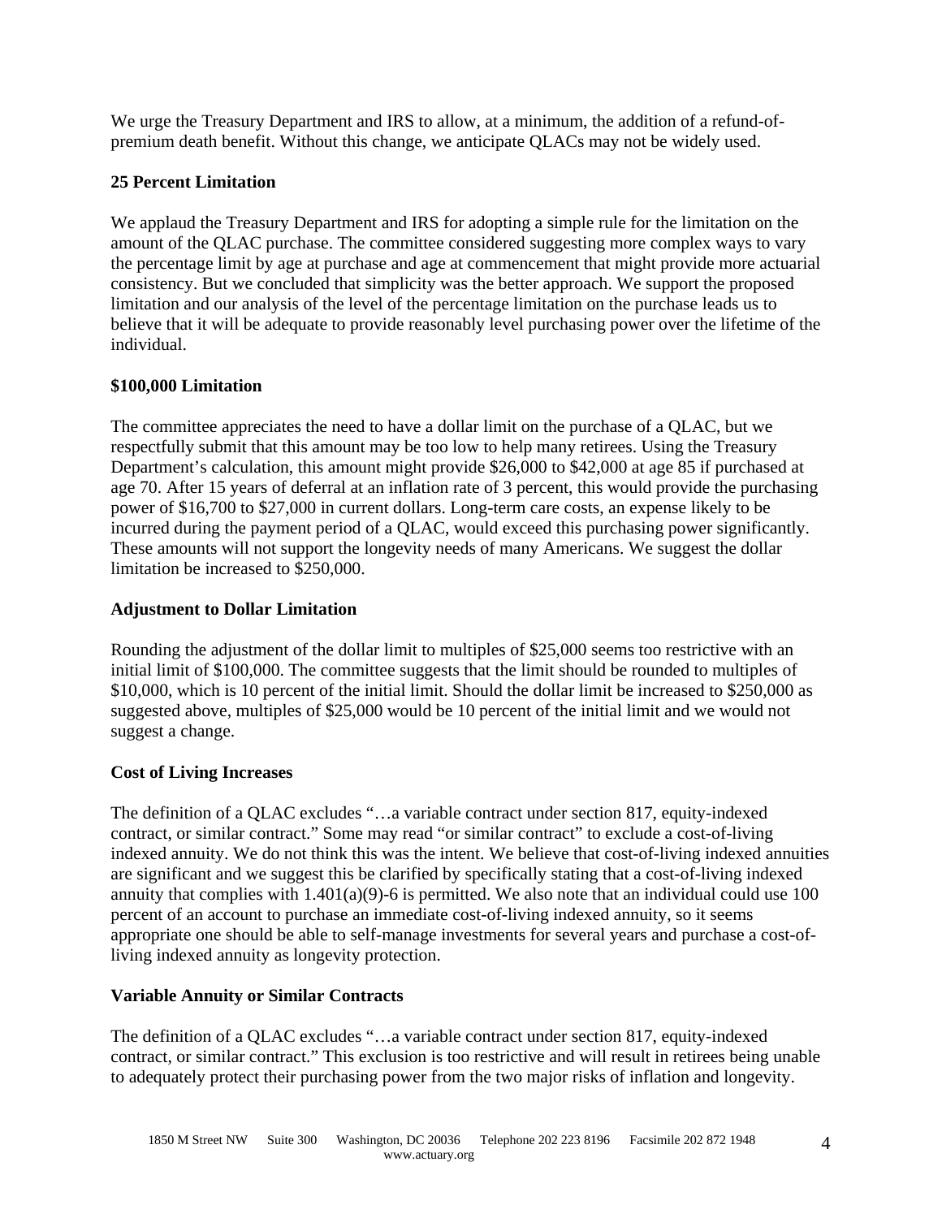We urge the Treasury Department and IRS to allow, at a minimum, the addition of a refund-of-premium death benefit. Without this change, we anticipate QLACs may not be widely used.

**25 Percent Limitation**

We applaud the Treasury Department and IRS for adopting a simple rule for the limitation on the amount of the QLAC purchase. The committee considered suggesting more complex ways to vary the percentage limit by age at purchase and age at commencement that might provide more actuarial consistency. But we concluded that simplicity was the better approach. We support the proposed limitation and our analysis of the level of the percentage limitation on the purchase leads us to believe that it will be adequate to provide reasonably level purchasing power over the lifetime of the individual.

**$100,000 Limitation**

The committee appreciates the need to have a dollar limit on the purchase of a QLAC, but we respectfully submit that this amount may be too low to help many retirees. Using the Treasury Department's calculation, this amount might provide $26,000 to $42,000 at age 85 if purchased at age 70. After 15 years of deferral at an inflation rate of 3 percent, this would provide the purchasing power of $16,700 to $27,000 in current dollars. Long-term care costs, an expense likely to be incurred during the payment period of a QLAC, would exceed this purchasing power significantly. These amounts will not support the longevity needs of many Americans. We suggest the dollar limitation be increased to $250,000.

**Adjustment to Dollar Limitation**

Rounding the adjustment of the dollar limit to multiples of $25,000 seems too restrictive with an initial limit of $100,000. The committee suggests that the limit should be rounded to multiples of $10,000, which is 10 percent of the initial limit. Should the dollar limit be increased to $250,000 as suggested above, multiples of $25,000 would be 10 percent of the initial limit and we would not suggest a change.

**Cost of Living Increases**

The definition of a QLAC excludes "…a variable contract under section 817, equity-indexed contract, or similar contract." Some may read "or similar contract" to exclude a cost-of-living indexed annuity. We do not think this was the intent. We believe that cost-of-living indexed annuities are significant and we suggest this be clarified by specifically stating that a cost-of-living indexed annuity that complies with 1.401(a)(9)-6 is permitted. We also note that an individual could use 100 percent of an account to purchase an immediate cost-of-living indexed annuity, so it seems appropriate one should be able to self-manage investments for several years and purchase a cost-of-living indexed annuity as longevity protection.

**Variable Annuity or Similar Contracts**

The definition of a QLAC excludes "…a variable contract under section 817, equity-indexed contract, or similar contract." This exclusion is too restrictive and will result in retirees being unable to adequately protect their purchasing power from the two major risks of inflation and longevity.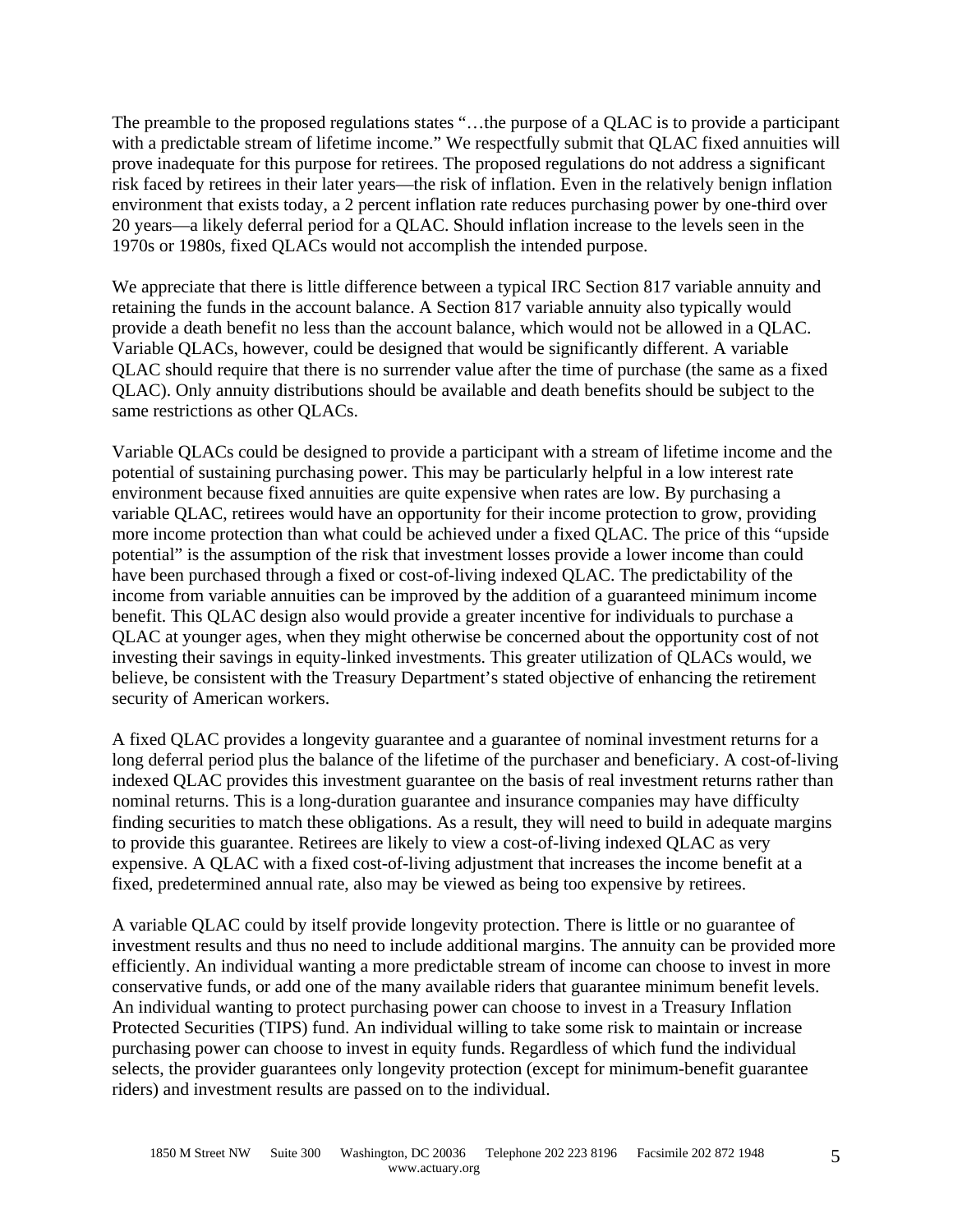The preamble to the proposed regulations states "…the purpose of a QLAC is to provide a participant with a predictable stream of lifetime income." We respectfully submit that QLAC fixed annuities will prove inadequate for this purpose for retirees. The proposed regulations do not address a significant risk faced by retirees in their later years—the risk of inflation. Even in the relatively benign inflation environment that exists today, a 2 percent inflation rate reduces purchasing power by one-third over 20 years—a likely deferral period for a QLAC. Should inflation increase to the levels seen in the 1970s or 1980s, fixed QLACs would not accomplish the intended purpose.

We appreciate that there is little difference between a typical IRC Section 817 variable annuity and retaining the funds in the account balance. A Section 817 variable annuity also typically would provide a death benefit no less than the account balance, which would not be allowed in a QLAC. Variable QLACs, however, could be designed that would be significantly different. A variable QLAC should require that there is no surrender value after the time of purchase (the same as a fixed QLAC). Only annuity distributions should be available and death benefits should be subject to the same restrictions as other QLACs.

Variable QLACs could be designed to provide a participant with a stream of lifetime income and the potential of sustaining purchasing power. This may be particularly helpful in a low interest rate environment because fixed annuities are quite expensive when rates are low. By purchasing a variable QLAC, retirees would have an opportunity for their income protection to grow, providing more income protection than what could be achieved under a fixed QLAC. The price of this "upside potential" is the assumption of the risk that investment losses provide a lower income than could have been purchased through a fixed or cost-of-living indexed QLAC. The predictability of the income from variable annuities can be improved by the addition of a guaranteed minimum income benefit. This QLAC design also would provide a greater incentive for individuals to purchase a QLAC at younger ages, when they might otherwise be concerned about the opportunity cost of not investing their savings in equity-linked investments. This greater utilization of QLACs would, we believe, be consistent with the Treasury Department's stated objective of enhancing the retirement security of American workers.

A fixed QLAC provides a longevity guarantee and a guarantee of nominal investment returns for a long deferral period plus the balance of the lifetime of the purchaser and beneficiary. A cost-of-living indexed QLAC provides this investment guarantee on the basis of real investment returns rather than nominal returns. This is a long-duration guarantee and insurance companies may have difficulty finding securities to match these obligations. As a result, they will need to build in adequate margins to provide this guarantee. Retirees are likely to view a cost-of-living indexed QLAC as very expensive. A QLAC with a fixed cost-of-living adjustment that increases the income benefit at a fixed, predetermined annual rate, also may be viewed as being too expensive by retirees.

A variable QLAC could by itself provide longevity protection. There is little or no guarantee of investment results and thus no need to include additional margins. The annuity can be provided more efficiently. An individual wanting a more predictable stream of income can choose to invest in more conservative funds, or add one of the many available riders that guarantee minimum benefit levels. An individual wanting to protect purchasing power can choose to invest in a Treasury Inflation Protected Securities (TIPS) fund. An individual willing to take some risk to maintain or increase purchasing power can choose to invest in equity funds. Regardless of which fund the individual selects, the provider guarantees only longevity protection (except for minimum-benefit guarantee riders) and investment results are passed on to the individual.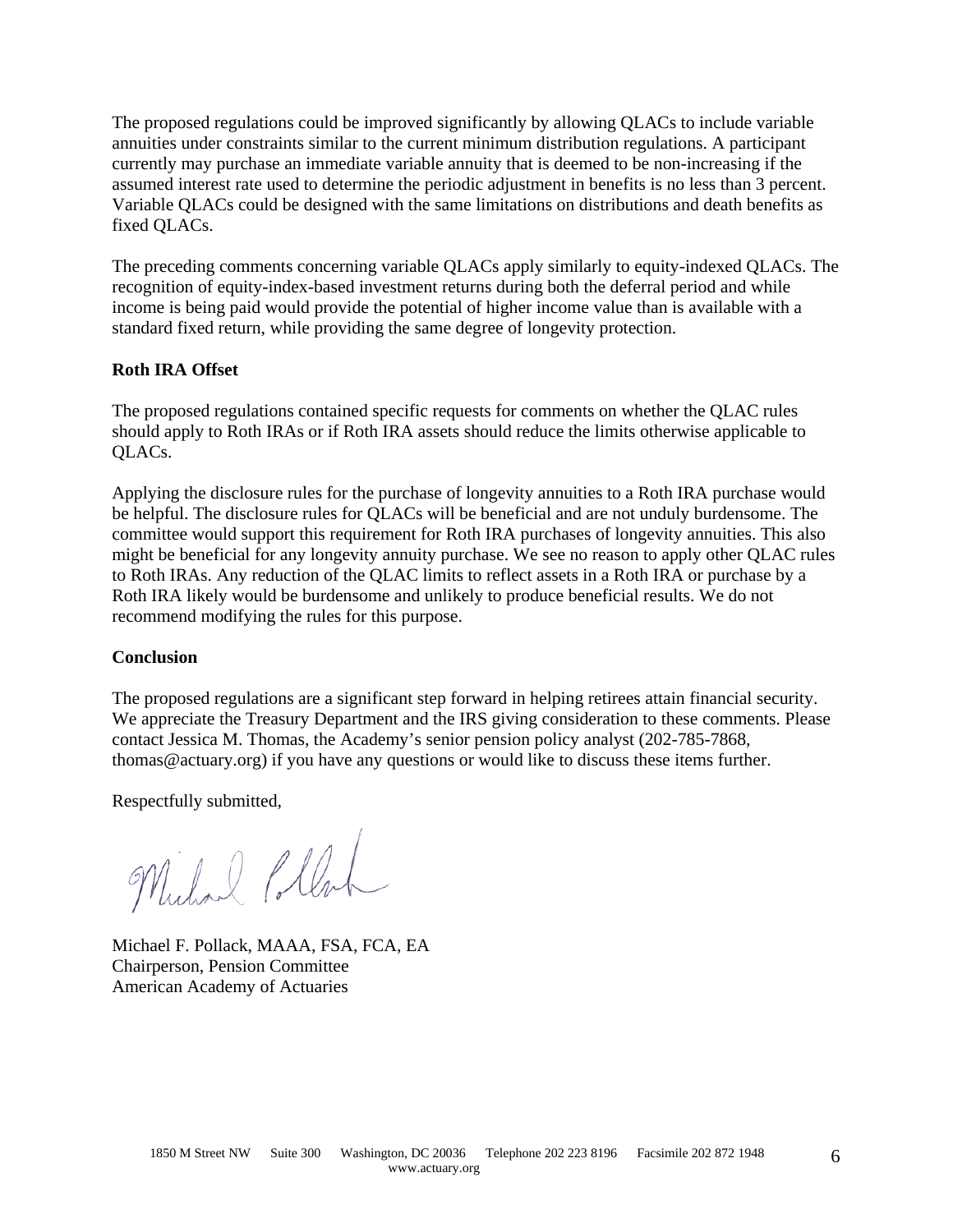The proposed regulations could be improved significantly by allowing QLACs to include variable annuities under constraints similar to the current minimum distribution regulations. A participant currently may purchase an immediate variable annuity that is deemed to be non-increasing if the assumed interest rate used to determine the periodic adjustment in benefits is no less than 3 percent. Variable QLACs could be designed with the same limitations on distributions and death benefits as fixed QLACs.

The preceding comments concerning variable QLACs apply similarly to equity-indexed QLACs. The recognition of equity-index-based investment returns during both the deferral period and while income is being paid would provide the potential of higher income value than is available with a standard fixed return, while providing the same degree of longevity protection.

**Roth IRA Offset**

The proposed regulations contained specific requests for comments on whether the QLAC rules should apply to Roth IRAs or if Roth IRA assets should reduce the limits otherwise applicable to QLACs.

Applying the disclosure rules for the purchase of longevity annuities to a Roth IRA purchase would be helpful. The disclosure rules for QLACs will be beneficial and are not unduly burdensome. The committee would support this requirement for Roth IRA purchases of longevity annuities. This also might be beneficial for any longevity annuity purchase. We see no reason to apply other QLAC rules to Roth IRAs. Any reduction of the QLAC limits to reflect assets in a Roth IRA or purchase by a Roth IRA likely would be burdensome and unlikely to produce beneficial results. We do not recommend modifying the rules for this purpose.

**Conclusion**

The proposed regulations are a significant step forward in helping retirees attain financial security. We appreciate the Treasury Department and the IRS giving consideration to these comments. Please contact Jessica M. Thomas, the Academy's senior pension policy analyst (202-785-7868, thomas@actuary.org) if you have any questions or would like to discuss these items further.

Respectfully submitted,

Michael F. Pollack, MAAA, FSA, FCA, EA
Chairperson, Pension Committee
American Academy of Actuaries